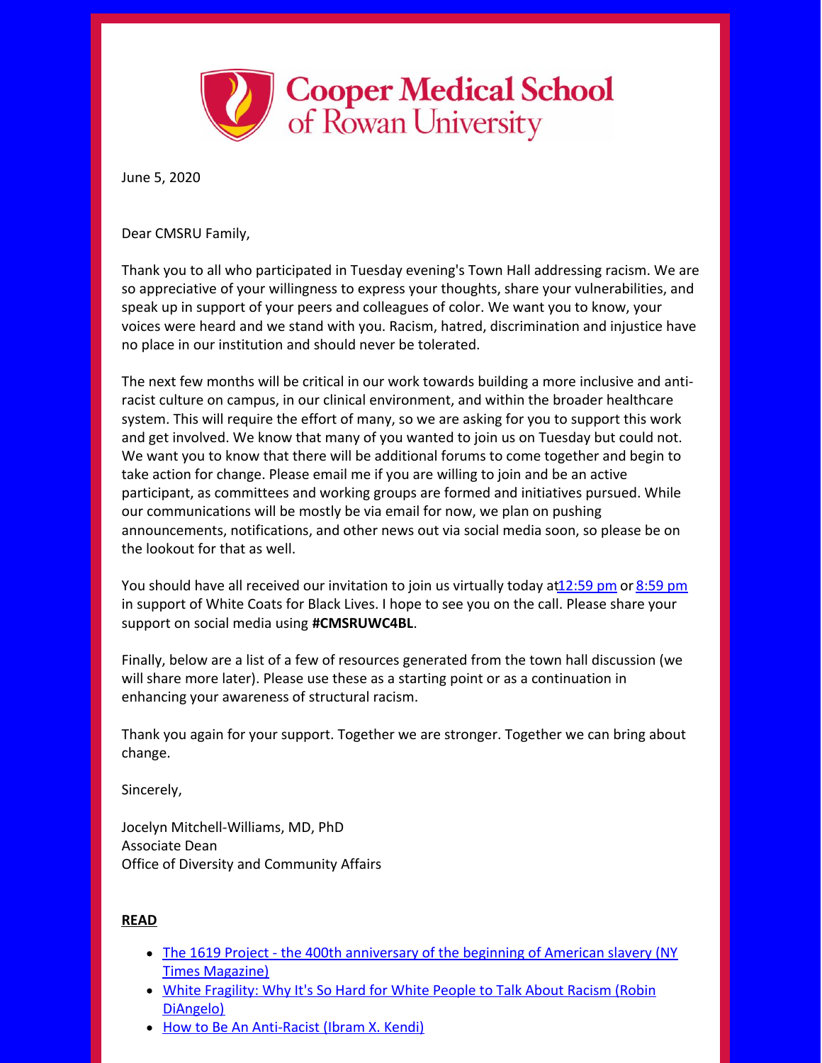Cooper Medical School of Rowan University

June 5, 2020

Dear CMSRU Family,

Thank you to all who participated in Tuesday evening's Town Hall addressing racism. We are so appreciative of your willingness to express your thoughts, share your vulnerabilities, and speak up in support of your peers and colleagues of color. We want you to know, your voices were heard and we stand with you. Racism, hatred, discrimination and injustice have no place in our institution and should never be tolerated.

The next few months will be critical in our work towards building a more inclusive and anti-racist culture on campus, in our clinical environment, and within the broader healthcare system. This will require the effort of many, so we are asking for you to support this work and get involved. We know that many of you wanted to join us on Tuesday but could not. We want you to know that there will be additional forums to come together and begin to take action for change. Please email me if you are willing to join and be an active participant, as committees and working groups are formed and initiatives pursued. While our communications will be mostly be via email for now, we plan on pushing announcements, notifications, and other news out via social media soon, so please be on the lookout for that as well.

You should have all received our invitation to join us virtually today at12:59 pm or 8:59 pm in support of White Coats for Black Lives. I hope to see you on the call. Please share your support on social media using **#CMSRUWC4BL**.

Finally, below are a list of a few of resources generated from the town hall discussion (we will share more later). Please use these as a starting point or as a continuation in enhancing your awareness of structural racism.

Thank you again for your support. Together we are stronger. Together we can bring about change.

Sincerely,

Jocelyn Mitchell-Williams, MD, PhD
Associate Dean
Office of Diversity and Community Affairs

**READ**

- The 1619 Project - the 400th anniversary of the beginning of American slavery (NY Times Magazine)
- White Fragility: Why It's So Hard for White People to Talk About Racism (Robin DiAngelo)
- How to Be An Anti-Racist (Ibram X. Kendi)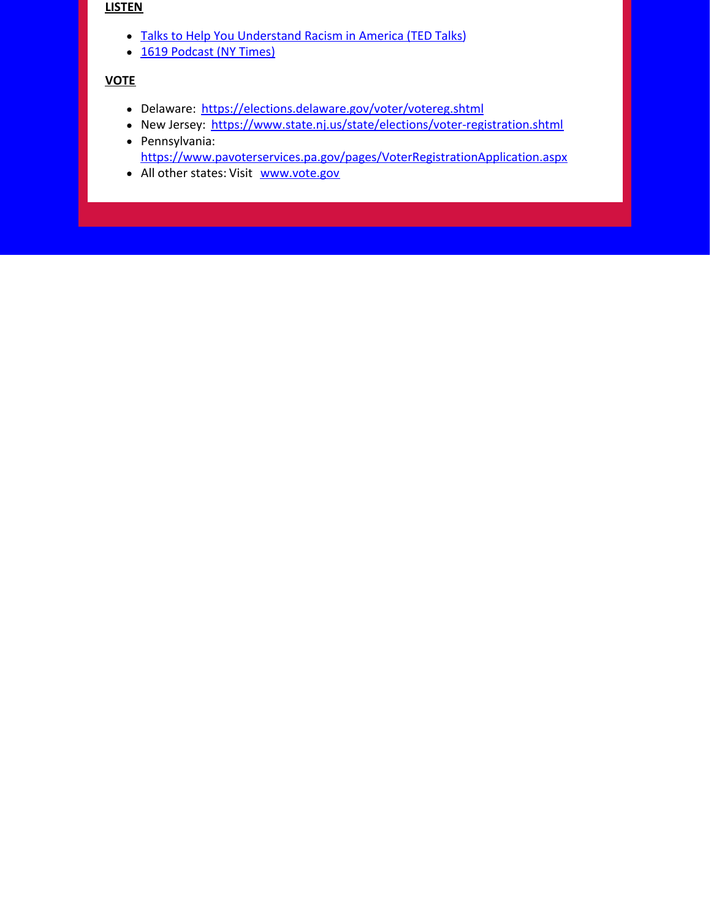**LISTEN**

- Talks to Help You Understand Racism in America (TED Talks)
- 1619 Podcast (NY Times)

**VOTE**

- Delaware: https://elections.delaware.gov/voter/votereg.shtml
- New Jersey: https://www.state.nj.us/state/elections/voter-registration.shtml
- Pennsylvania: https://www.pavoterservices.pa.gov/pages/VoterRegistrationApplication.aspx
- All other states: Visit www.vote.gov